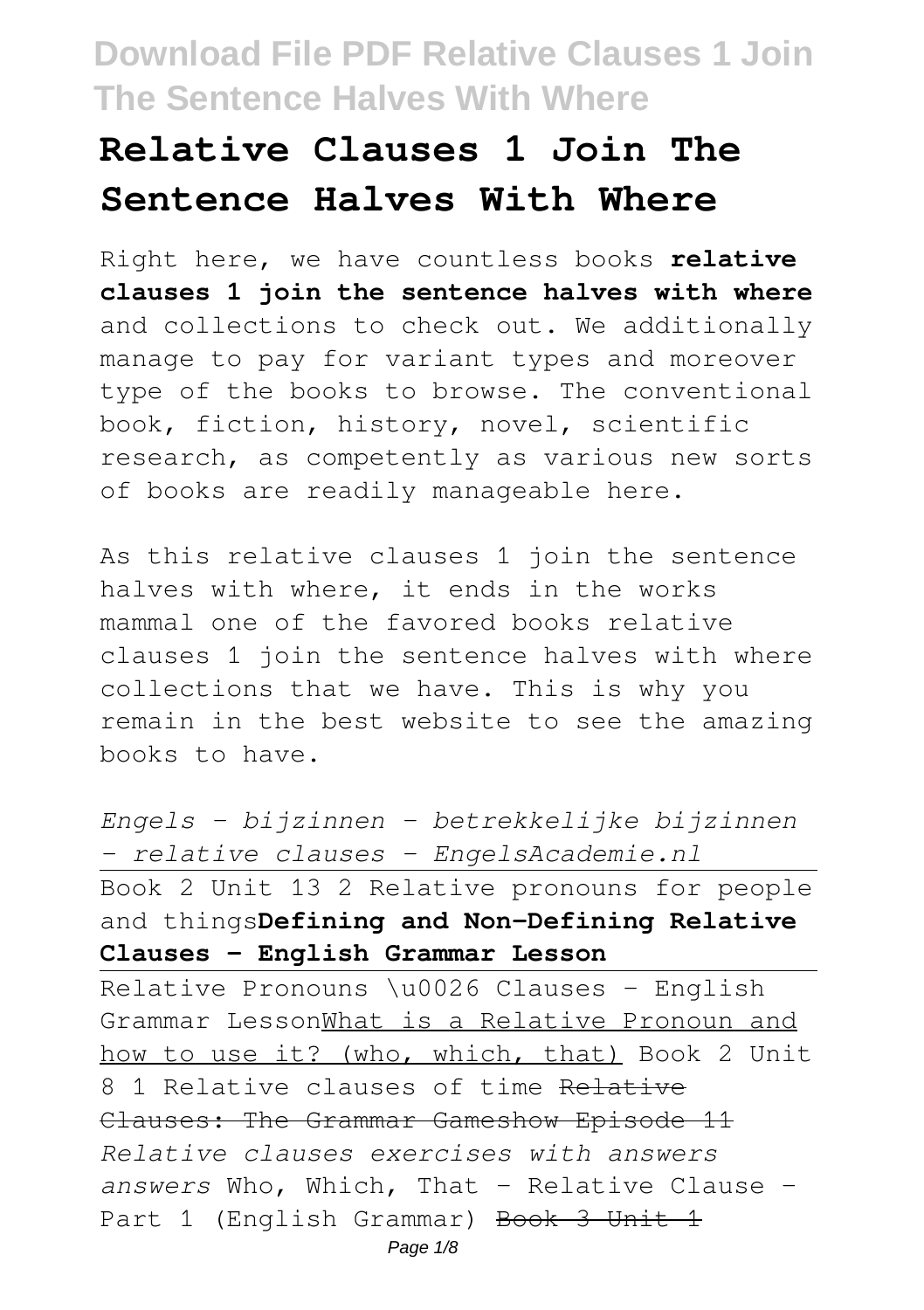# Relative Clauses 1 Join The Sentence Halves With Where

Right here, we have countless books **relative clauses 1 join the sentence halves with where** and collections to check out. We additionally manage to pay for variant types and moreover type of the books to browse. The conventional book, fiction, history, novel, scientific research, as competently as various new sorts of books are readily manageable here.

As this relative clauses 1 join the sentence halves with where, it ends in the works mammal one of the favored books relative clauses 1 join the sentence halves with where collections that we have. This is why you remain in the best website to see the amazing books to have.

*Engels - bijzinnen - betrekkelijke bijzinnen - relative clauses - EngelsAcademie.nl*

Book 2 Unit 13 2 Relative pronouns for people and things**Defining and Non-Defining Relative Clauses - English Grammar Lesson**

Relative Pronouns \u0026 Clauses - English Grammar LessonWhat is a Relative Pronoun and how to use it? (who, which, that) Book 2 Unit 8 1 Relative clauses of time ~~Relative Clauses: The Grammar Gameshow Episode 11~~ *Relative clauses exercises with answers answers* Who, Which, That - Relative Clause - Part 1 (English Grammar) ~~Book 3 Unit 1~~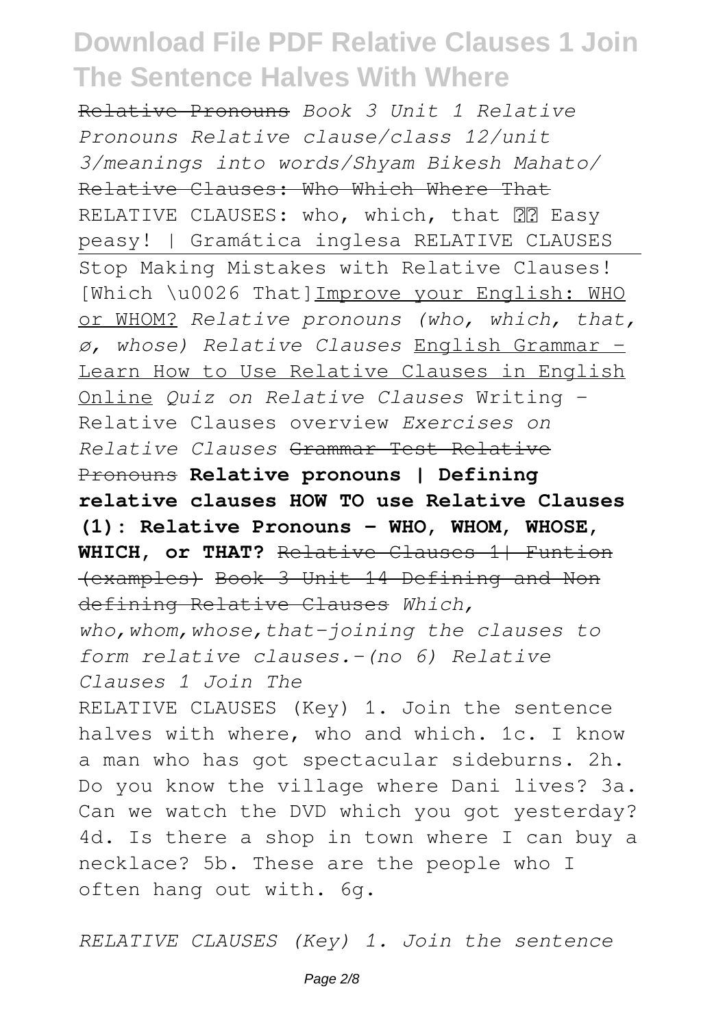~~Relative Pronouns~~ *Book 3 Unit 1 Relative Pronouns Relative clause/class 12/unit 3/meanings into words/Shyam Bikesh Mahato/* ~~Relative Clauses: Who Which Where That~~ RELATIVE CLAUSES: who, which, that ?? Easy peasy! | Gramática inglesa RELATIVE CLAUSES Stop Making Mistakes with Relative Clauses! [Which \u0026 That]Improve your English: WHO or WHOM? *Relative pronouns (who, which, that, ø, whose) Relative Clauses* English Grammar - Learn How to Use Relative Clauses in English Online *Quiz on Relative Clauses* Writing - Relative Clauses overview *Exercises on Relative Clauses* ~~Grammar Test Relative Pronouns~~ **Relative pronouns | Defining relative clauses HOW TO use Relative Clauses (1): Relative Pronouns - WHO, WHOM, WHOSE, WHICH, or THAT?** ~~Relative Clauses 1| Funtion (examples) Book 3 Unit 14 Defining and Non defining Relative Clauses~~ *Which, who,whom,whose,that-joining the clauses to form relative clauses.-(no 6) Relative Clauses 1 Join The*

RELATIVE CLAUSES (Key) 1. Join the sentence halves with where, who and which. 1c. I know a man who has got spectacular sideburns. 2h. Do you know the village where Dani lives? 3a. Can we watch the DVD which you got yesterday? 4d. Is there a shop in town where I can buy a necklace? 5b. These are the people who I often hang out with. 6g.

*RELATIVE CLAUSES (Key) 1. Join the sentence*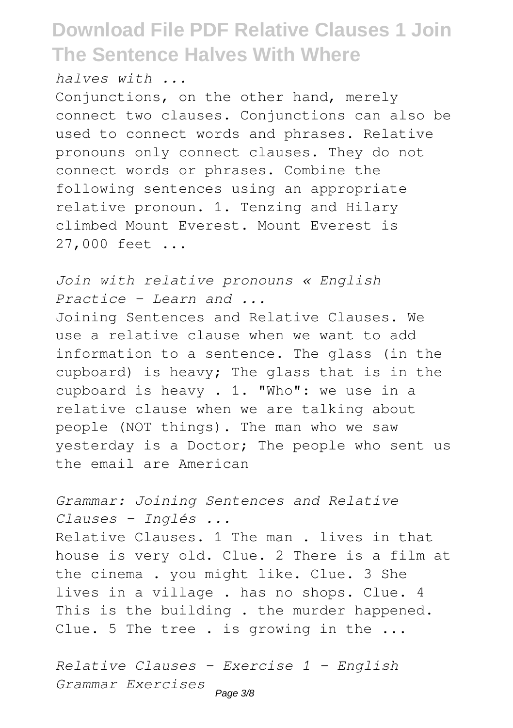*halves with ...*

Conjunctions, on the other hand, merely connect two clauses. Conjunctions can also be used to connect words and phrases. Relative pronouns only connect clauses. They do not connect words or phrases. Combine the following sentences using an appropriate relative pronoun. 1. Tenzing and Hilary climbed Mount Everest. Mount Everest is 27,000 feet ...

*Join with relative pronouns « English Practice - Learn and ...*

Joining Sentences and Relative Clauses. We use a relative clause when we want to add information to a sentence. The glass (in the cupboard) is heavy; The glass that is in the cupboard is heavy . 1. "Who": we use in a relative clause when we are talking about people (NOT things). The man who we saw yesterday is a Doctor; The people who sent us the email are American

*Grammar: Joining Sentences and Relative Clauses - Inglés ...*

Relative Clauses. 1 The man . lives in that house is very old. Clue. 2 There is a film at the cinema . you might like. Clue. 3 She lives in a village . has no shops. Clue. 4 This is the building . the murder happened. Clue. 5 The tree . is growing in the ...

*Relative Clauses - Exercise 1 - English Grammar Exercises*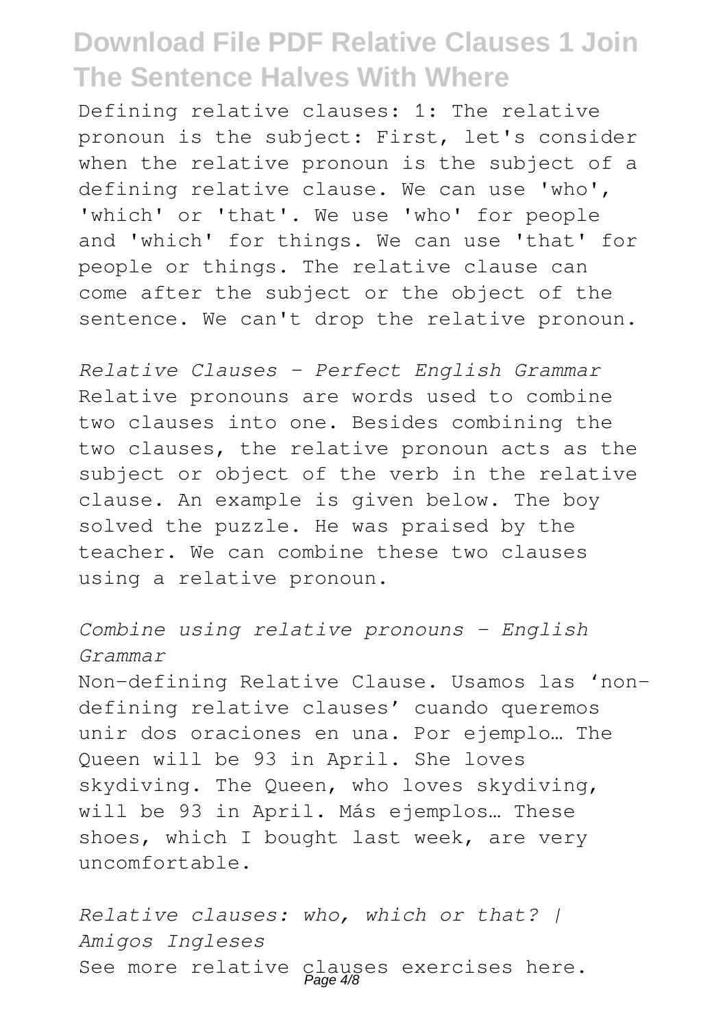Defining relative clauses: 1: The relative pronoun is the subject: First, let's consider when the relative pronoun is the subject of a defining relative clause. We can use 'who', 'which' or 'that'. We use 'who' for people and 'which' for things. We can use 'that' for people or things. The relative clause can come after the subject or the object of the sentence. We can't drop the relative pronoun.

*Relative Clauses - Perfect English Grammar*

Relative pronouns are words used to combine two clauses into one. Besides combining the two clauses, the relative pronoun acts as the subject or object of the verb in the relative clause. An example is given below. The boy solved the puzzle. He was praised by the teacher. We can combine these two clauses using a relative pronoun.

*Combine using relative pronouns - English Grammar*

Non-defining Relative Clause. Usamos las 'non-defining relative clauses' cuando queremos unir dos oraciones en una. Por ejemplo… The Queen will be 93 in April. She loves skydiving. The Queen, who loves skydiving, will be 93 in April. Más ejemplos… These shoes, which I bought last week, are very uncomfortable.

*Relative clauses: who, which or that? | Amigos Ingleses*

See more relative clauses exercises here.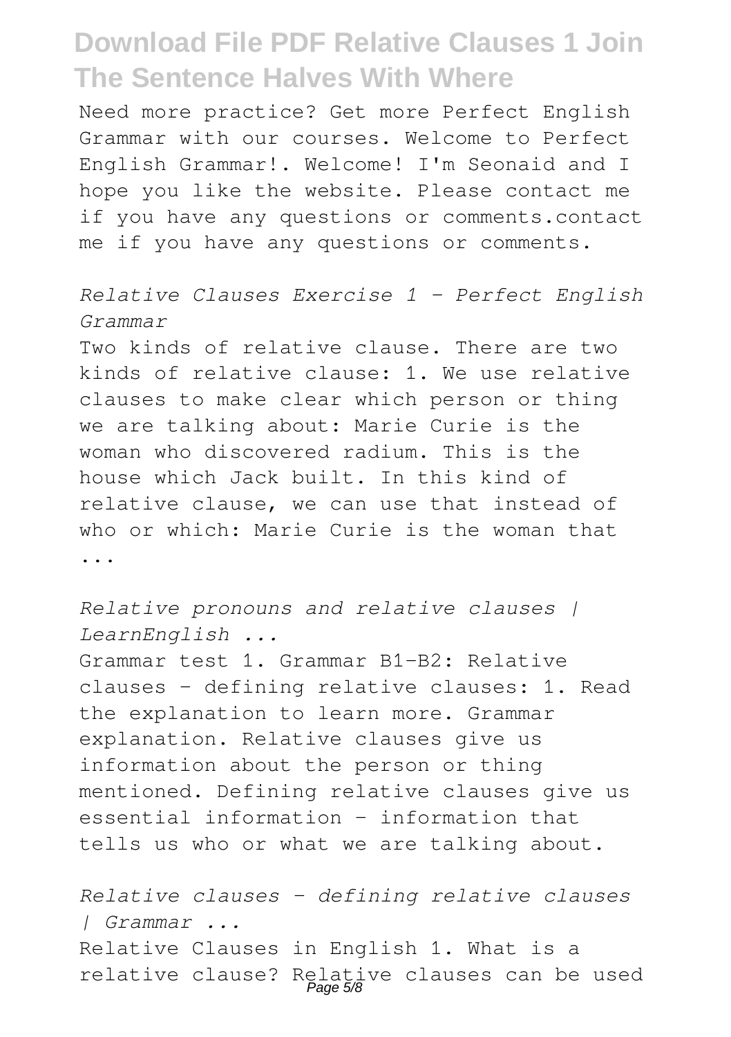Need more practice? Get more Perfect English Grammar with our courses. Welcome to Perfect English Grammar!. Welcome! I'm Seonaid and I hope you like the website. Please contact me if you have any questions or comments.contact me if you have any questions or comments.

*Relative Clauses Exercise 1 - Perfect English Grammar*

Two kinds of relative clause. There are two kinds of relative clause: 1. We use relative clauses to make clear which person or thing we are talking about: Marie Curie is the woman who discovered radium. This is the house which Jack built. In this kind of relative clause, we can use that instead of who or which: Marie Curie is the woman that ...

*Relative pronouns and relative clauses | LearnEnglish ...*

Grammar test 1. Grammar B1-B2: Relative clauses – defining relative clauses: 1. Read the explanation to learn more. Grammar explanation. Relative clauses give us information about the person or thing mentioned. Defining relative clauses give us essential information – information that tells us who or what we are talking about.

*Relative clauses – defining relative clauses | Grammar ...*

Relative Clauses in English 1. What is a relative clause? Relative clauses can be used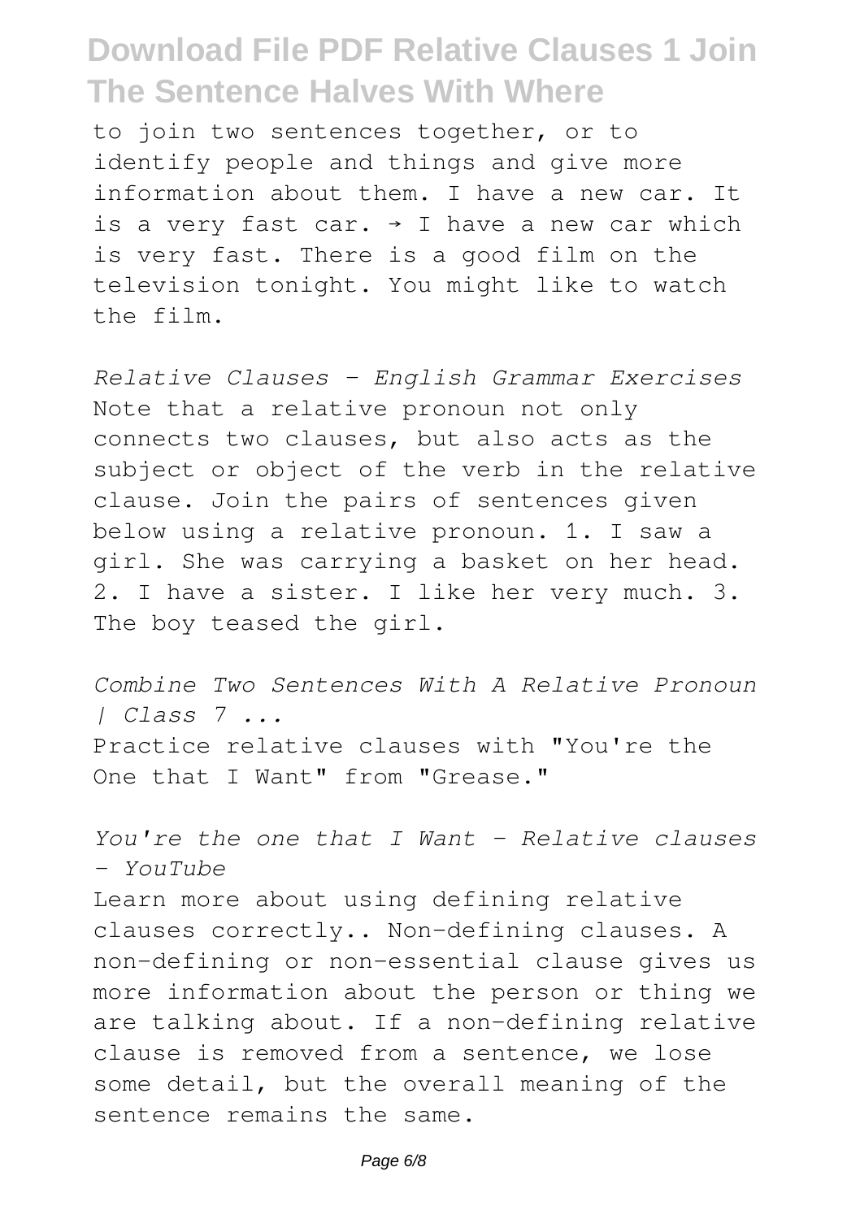to join two sentences together, or to identify people and things and give more information about them. I have a new car. It is a very fast car. → I have a new car which is very fast. There is a good film on the television tonight. You might like to watch the film.

*Relative Clauses - English Grammar Exercises*
Note that a relative pronoun not only connects two clauses, but also acts as the subject or object of the verb in the relative clause. Join the pairs of sentences given below using a relative pronoun. 1. I saw a girl. She was carrying a basket on her head. 2. I have a sister. I like her very much. 3. The boy teased the girl.

*Combine Two Sentences With A Relative Pronoun | Class 7 ...*
Practice relative clauses with "You're the One that I Want" from "Grease."

*You're the one that I Want - Relative clauses - YouTube*
Learn more about using defining relative clauses correctly.. Non-defining clauses. A non-defining or non-essential clause gives us more information about the person or thing we are talking about. If a non-defining relative clause is removed from a sentence, we lose some detail, but the overall meaning of the sentence remains the same.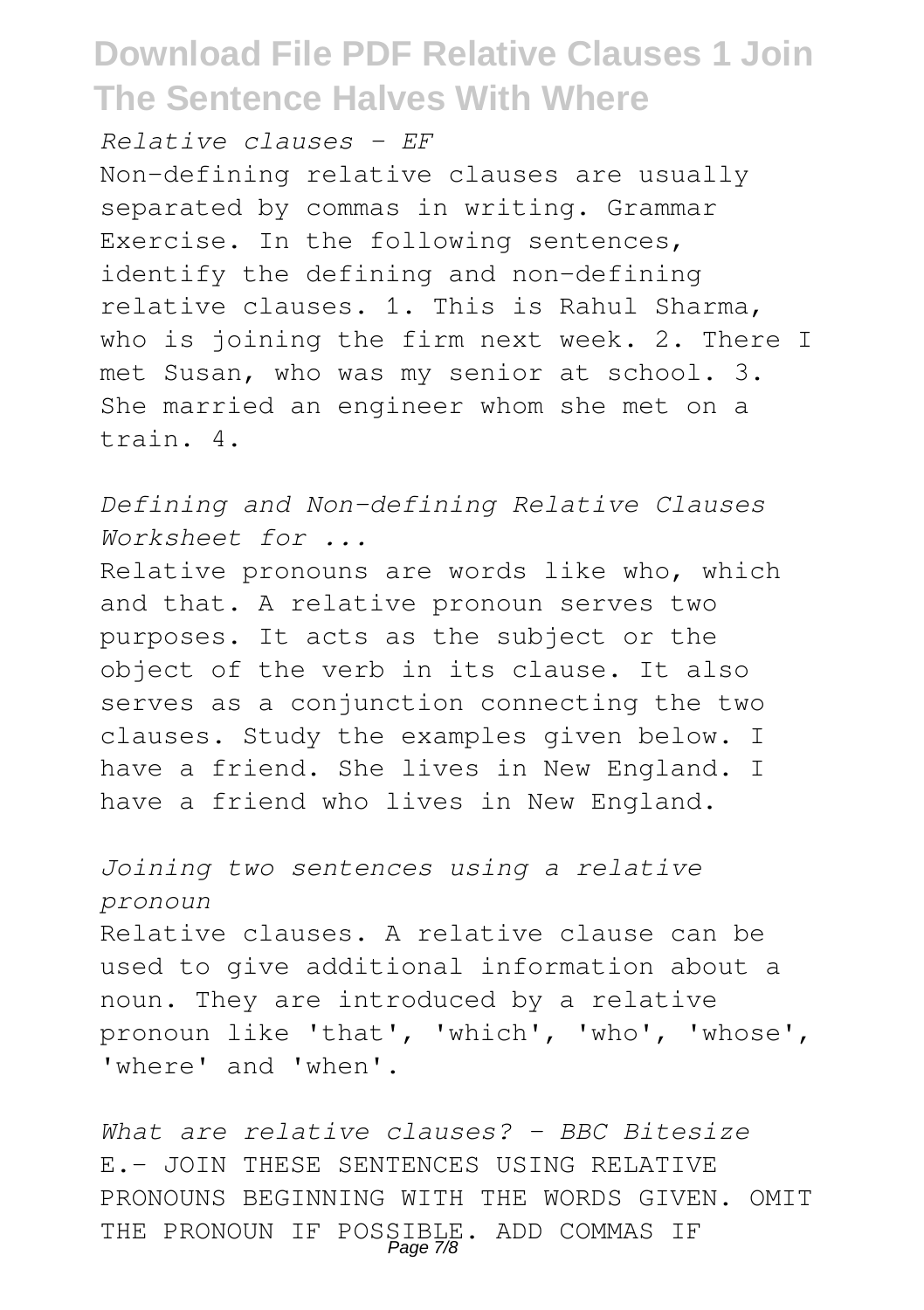*Relative clauses - EF*

Non-defining relative clauses are usually separated by commas in writing. Grammar Exercise. In the following sentences, identify the defining and non-defining relative clauses. 1. This is Rahul Sharma, who is joining the firm next week. 2. There I met Susan, who was my senior at school. 3. She married an engineer whom she met on a train. 4.

*Defining and Non-defining Relative Clauses Worksheet for ...*

Relative pronouns are words like who, which and that. A relative pronoun serves two purposes. It acts as the subject or the object of the verb in its clause. It also serves as a conjunction connecting the two clauses. Study the examples given below. I have a friend. She lives in New England. I have a friend who lives in New England.

*Joining two sentences using a relative pronoun*

Relative clauses. A relative clause can be used to give additional information about a noun. They are introduced by a relative pronoun like 'that', 'which', 'who', 'whose', 'where' and 'when'.

*What are relative clauses? - BBC Bitesize*

E.- JOIN THESE SENTENCES USING RELATIVE PRONOUNS BEGINNING WITH THE WORDS GIVEN. OMIT THE PRONOUN IF POSSIBLE. ADD COMMAS IF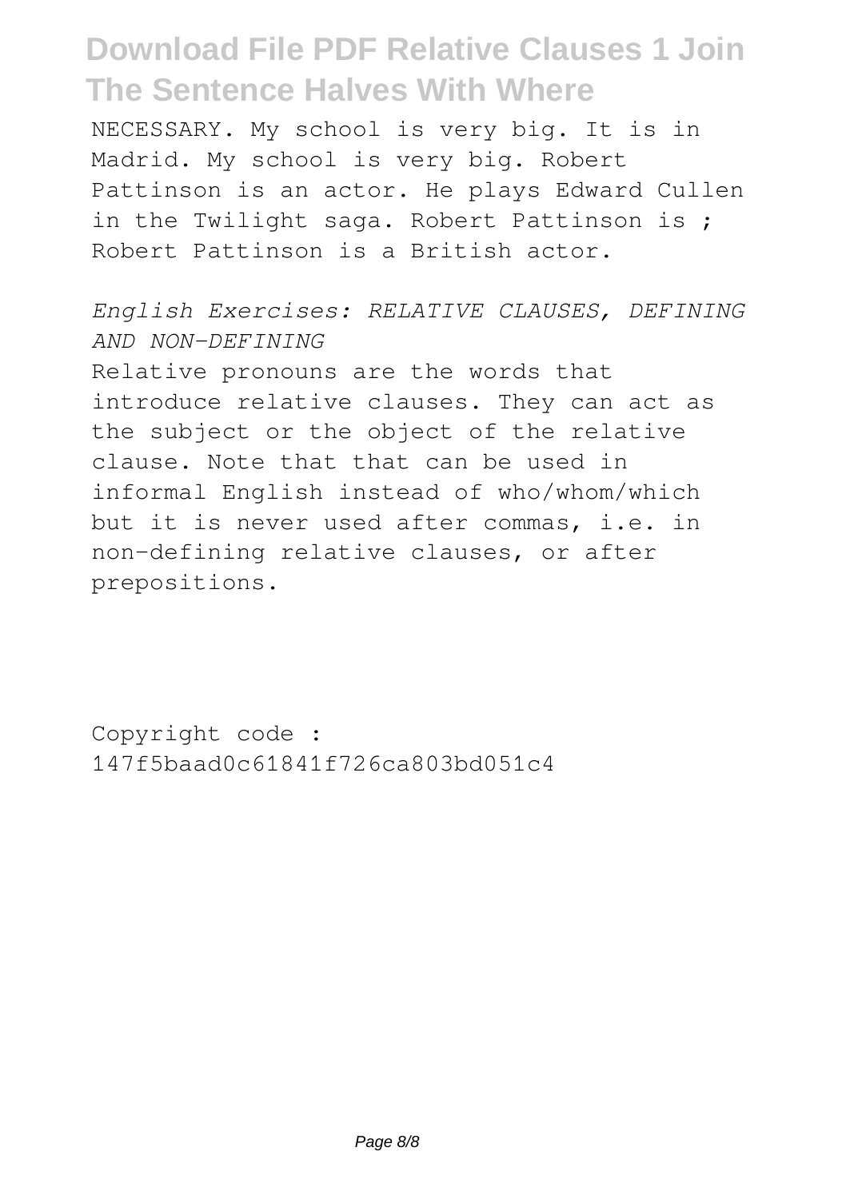NECESSARY. My school is very big. It is in Madrid. My school is very big. Robert Pattinson is an actor. He plays Edward Cullen in the Twilight saga. Robert Pattinson is ; Robert Pattinson is a British actor.

*English Exercises: RELATIVE CLAUSES, DEFINING AND NON-DEFINING*

Relative pronouns are the words that introduce relative clauses. They can act as the subject or the object of the relative clause. Note that that can be used in informal English instead of who/whom/which but it is never used after commas, i.e. in non-defining relative clauses, or after prepositions.

Copyright code : 147f5baad0c61841f726ca803bd051c4